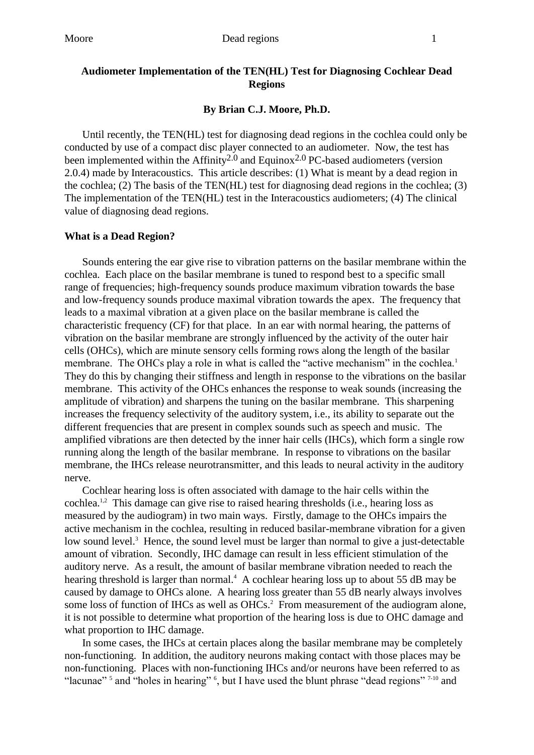# Audiometer Implementation of the TEN(HL) Test for Diagnosing Cochlear Dead Regions

**By Brian C.J. Moore, Ph.D.**

Until recently, the TEN(HL) test for diagnosing dead regions in the cochlea could only be conducted by use of a compact disc player connected to an audiometer. Now, the test has been implemented within the Affinity$^{2.0}$ and Equinox$^{2.0}$ PC-based audiometers (version 2.0.4) made by Interacoustics. This article describes: (1) What is meant by a dead region in the cochlea; (2) The basis of the TEN(HL) test for diagnosing dead regions in the cochlea; (3) The implementation of the TEN(HL) test in the Interacoustics audiometers; (4) The clinical value of diagnosing dead regions.

## What is a Dead Region?

Sounds entering the ear give rise to vibration patterns on the basilar membrane within the cochlea. Each place on the basilar membrane is tuned to respond best to a specific small range of frequencies; high-frequency sounds produce maximum vibration towards the base and low-frequency sounds produce maximal vibration towards the apex. The frequency that leads to a maximal vibration at a given place on the basilar membrane is called the characteristic frequency (CF) for that place. In an ear with normal hearing, the patterns of vibration on the basilar membrane are strongly influenced by the activity of the outer hair cells (OHCs), which are minute sensory cells forming rows along the length of the basilar membrane. The OHCs play a role in what is called the "active mechanism" in the cochlea.[1] They do this by changing their stiffness and length in response to the vibrations on the basilar membrane. This activity of the OHCs enhances the response to weak sounds (increasing the amplitude of vibration) and sharpens the tuning on the basilar membrane. This sharpening increases the frequency selectivity of the auditory system, i.e., its ability to separate out the different frequencies that are present in complex sounds such as speech and music. The amplified vibrations are then detected by the inner hair cells (IHCs), which form a single row running along the length of the basilar membrane. In response to vibrations on the basilar membrane, the IHCs release neurotransmitter, and this leads to neural activity in the auditory nerve.

Cochlear hearing loss is often associated with damage to the hair cells within the cochlea.[1,2] This damage can give rise to raised hearing thresholds (i.e., hearing loss as measured by the audiogram) in two main ways. Firstly, damage to the OHCs impairs the active mechanism in the cochlea, resulting in reduced basilar-membrane vibration for a given low sound level.[3] Hence, the sound level must be larger than normal to give a just-detectable amount of vibration. Secondly, IHC damage can result in less efficient stimulation of the auditory nerve. As a result, the amount of basilar membrane vibration needed to reach the hearing threshold is larger than normal.[4] A cochlear hearing loss up to about 55 dB may be caused by damage to OHCs alone. A hearing loss greater than 55 dB nearly always involves some loss of function of IHCs as well as OHCs.[2] From measurement of the audiogram alone, it is not possible to determine what proportion of the hearing loss is due to OHC damage and what proportion to IHC damage.

In some cases, the IHCs at certain places along the basilar membrane may be completely non-functioning. In addition, the auditory neurons making contact with those places may be non-functioning. Places with non-functioning IHCs and/or neurons have been referred to as "lacunae" [5] and "holes in hearing" [6], but I have used the blunt phrase "dead regions" [7-10] and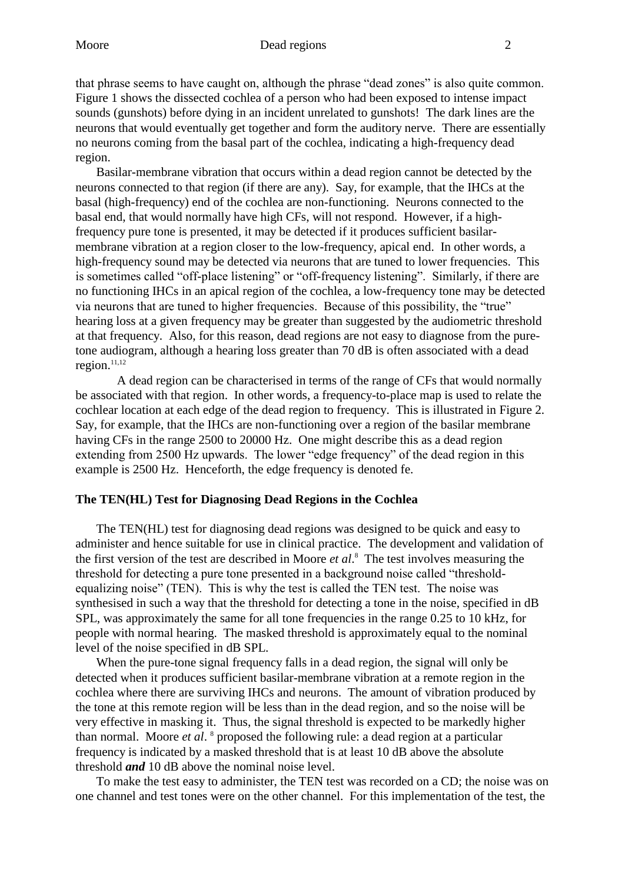that phrase seems to have caught on, although the phrase "dead zones" is also quite common. Figure 1 shows the dissected cochlea of a person who had been exposed to intense impact sounds (gunshots) before dying in an incident unrelated to gunshots! The dark lines are the neurons that would eventually get together and form the auditory nerve. There are essentially no neurons coming from the basal part of the cochlea, indicating a high-frequency dead region.

Basilar-membrane vibration that occurs within a dead region cannot be detected by the neurons connected to that region (if there are any). Say, for example, that the IHCs at the basal (high-frequency) end of the cochlea are non-functioning. Neurons connected to the basal end, that would normally have high CFs, will not respond. However, if a high-frequency pure tone is presented, it may be detected if it produces sufficient basilar-membrane vibration at a region closer to the low-frequency, apical end. In other words, a high-frequency sound may be detected via neurons that are tuned to lower frequencies. This is sometimes called "off-place listening" or "off-frequency listening". Similarly, if there are no functioning IHCs in an apical region of the cochlea, a low-frequency tone may be detected via neurons that are tuned to higher frequencies. Because of this possibility, the "true" hearing loss at a given frequency may be greater than suggested by the audiometric threshold at that frequency. Also, for this reason, dead regions are not easy to diagnose from the pure-tone audiogram, although a hearing loss greater than 70 dB is often associated with a dead region.[11,12]

A dead region can be characterised in terms of the range of CFs that would normally be associated with that region. In other words, a frequency-to-place map is used to relate the cochlear location at each edge of the dead region to frequency. This is illustrated in Figure 2. Say, for example, that the IHCs are non-functioning over a region of the basilar membrane having CFs in the range 2500 to 20000 Hz. One might describe this as a dead region extending from 2500 Hz upwards. The lower "edge frequency" of the dead region in this example is 2500 Hz. Henceforth, the edge frequency is denoted fe.

## The TEN(HL) Test for Diagnosing Dead Regions in the Cochlea

The TEN(HL) test for diagnosing dead regions was designed to be quick and easy to administer and hence suitable for use in clinical practice. The development and validation of the first version of the test are described in Moore *et al*.[8] The test involves measuring the threshold for detecting a pure tone presented in a background noise called "threshold-equalizing noise" (TEN). This is why the test is called the TEN test. The noise was synthesised in such a way that the threshold for detecting a tone in the noise, specified in dB SPL, was approximately the same for all tone frequencies in the range 0.25 to 10 kHz, for people with normal hearing. The masked threshold is approximately equal to the nominal level of the noise specified in dB SPL.

When the pure-tone signal frequency falls in a dead region, the signal will only be detected when it produces sufficient basilar-membrane vibration at a remote region in the cochlea where there are surviving IHCs and neurons. The amount of vibration produced by the tone at this remote region will be less than in the dead region, and so the noise will be very effective in masking it. Thus, the signal threshold is expected to be markedly higher than normal. Moore *et al*. [8] proposed the following rule: a dead region at a particular frequency is indicated by a masked threshold that is at least 10 dB above the absolute threshold ***and*** 10 dB above the nominal noise level.

To make the test easy to administer, the TEN test was recorded on a CD; the noise was on one channel and test tones were on the other channel. For this implementation of the test, the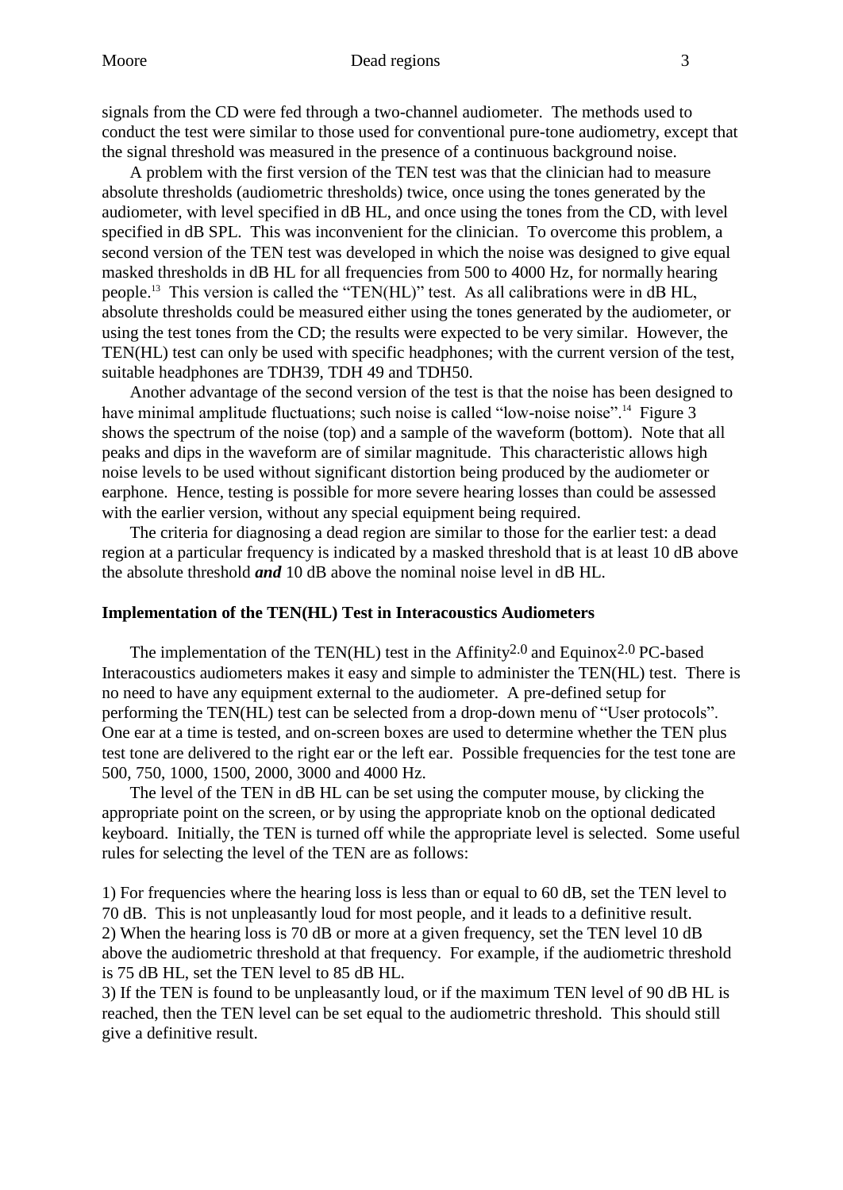signals from the CD were fed through a two-channel audiometer. The methods used to conduct the test were similar to those used for conventional pure-tone audiometry, except that the signal threshold was measured in the presence of a continuous background noise.

A problem with the first version of the TEN test was that the clinician had to measure absolute thresholds (audiometric thresholds) twice, once using the tones generated by the audiometer, with level specified in dB HL, and once using the tones from the CD, with level specified in dB SPL. This was inconvenient for the clinician. To overcome this problem, a second version of the TEN test was developed in which the noise was designed to give equal masked thresholds in dB HL for all frequencies from 500 to 4000 Hz, for normally hearing people.[13] This version is called the "TEN(HL)" test. As all calibrations were in dB HL, absolute thresholds could be measured either using the tones generated by the audiometer, or using the test tones from the CD; the results were expected to be very similar. However, the TEN(HL) test can only be used with specific headphones; with the current version of the test, suitable headphones are TDH39, TDH 49 and TDH50.

Another advantage of the second version of the test is that the noise has been designed to have minimal amplitude fluctuations; such noise is called "low-noise noise".[14] Figure 3 shows the spectrum of the noise (top) and a sample of the waveform (bottom). Note that all peaks and dips in the waveform are of similar magnitude. This characteristic allows high noise levels to be used without significant distortion being produced by the audiometer or earphone. Hence, testing is possible for more severe hearing losses than could be assessed with the earlier version, without any special equipment being required.

The criteria for diagnosing a dead region are similar to those for the earlier test: a dead region at a particular frequency is indicated by a masked threshold that is at least 10 dB above the absolute threshold ***and*** 10 dB above the nominal noise level in dB HL.

**Implementation of the TEN(HL) Test in Interacoustics Audiometers**

The implementation of the TEN(HL) test in the Affinity$^{2.0}$ and Equinox$^{2.0}$ PC-based Interacoustics audiometers makes it easy and simple to administer the TEN(HL) test. There is no need to have any equipment external to the audiometer. A pre-defined setup for performing the TEN(HL) test can be selected from a drop-down menu of "User protocols". One ear at a time is tested, and on-screen boxes are used to determine whether the TEN plus test tone are delivered to the right ear or the left ear. Possible frequencies for the test tone are 500, 750, 1000, 1500, 2000, 3000 and 4000 Hz.

The level of the TEN in dB HL can be set using the computer mouse, by clicking the appropriate point on the screen, or by using the appropriate knob on the optional dedicated keyboard. Initially, the TEN is turned off while the appropriate level is selected. Some useful rules for selecting the level of the TEN are as follows:

1) For frequencies where the hearing loss is less than or equal to 60 dB, set the TEN level to 70 dB. This is not unpleasantly loud for most people, and it leads to a definitive result.
2) When the hearing loss is 70 dB or more at a given frequency, set the TEN level 10 dB above the audiometric threshold at that frequency. For example, if the audiometric threshold is 75 dB HL, set the TEN level to 85 dB HL.
3) If the TEN is found to be unpleasantly loud, or if the maximum TEN level of 90 dB HL is reached, then the TEN level can be set equal to the audiometric threshold. This should still give a definitive result.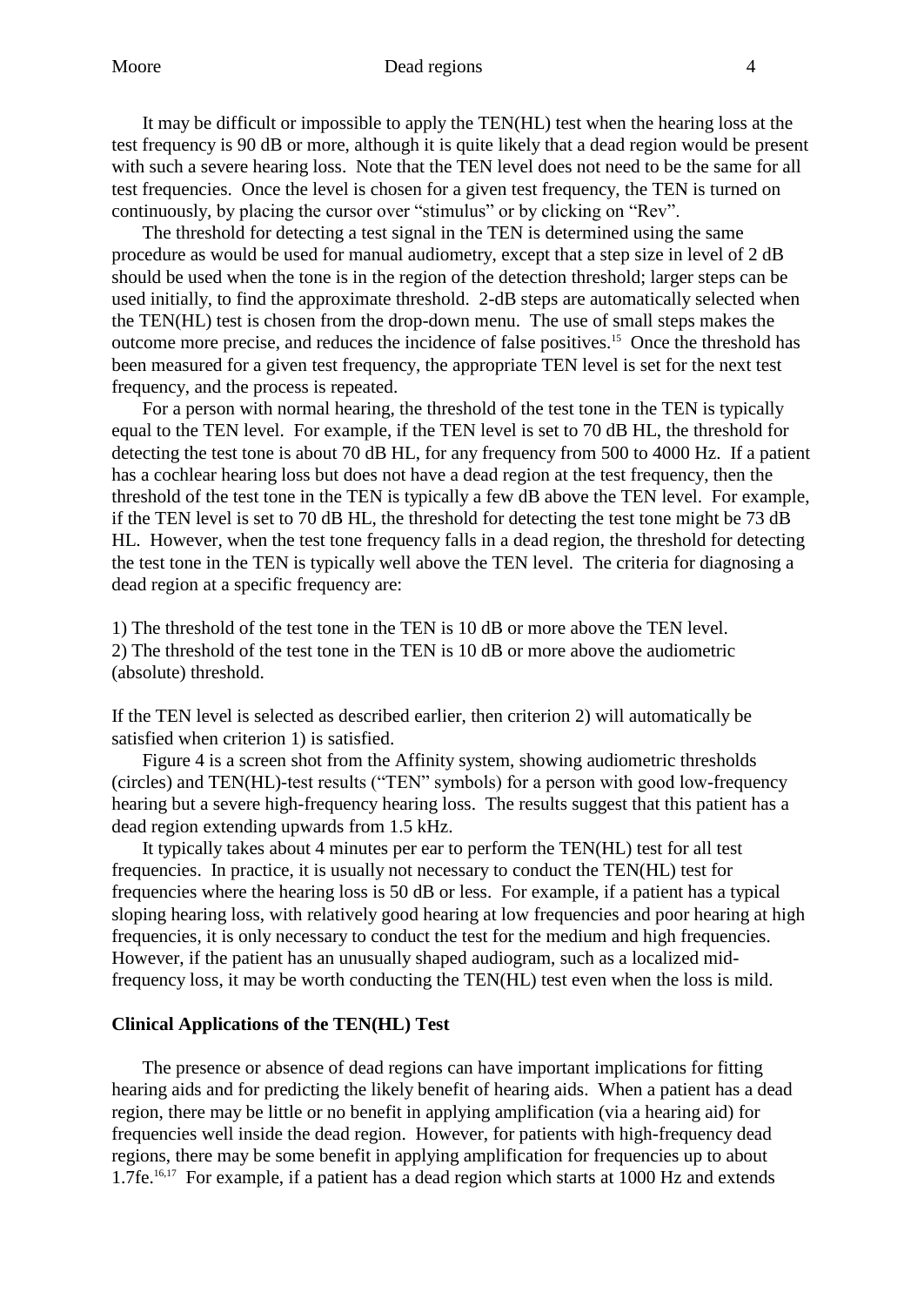It may be difficult or impossible to apply the TEN(HL) test when the hearing loss at the test frequency is 90 dB or more, although it is quite likely that a dead region would be present with such a severe hearing loss. Note that the TEN level does not need to be the same for all test frequencies. Once the level is chosen for a given test frequency, the TEN is turned on continuously, by placing the cursor over "stimulus" or by clicking on "Rev".

The threshold for detecting a test signal in the TEN is determined using the same procedure as would be used for manual audiometry, except that a step size in level of 2 dB should be used when the tone is in the region of the detection threshold; larger steps can be used initially, to find the approximate threshold. 2-dB steps are automatically selected when the TEN(HL) test is chosen from the drop-down menu. The use of small steps makes the outcome more precise, and reduces the incidence of false positives.[15] Once the threshold has been measured for a given test frequency, the appropriate TEN level is set for the next test frequency, and the process is repeated.

For a person with normal hearing, the threshold of the test tone in the TEN is typically equal to the TEN level. For example, if the TEN level is set to 70 dB HL, the threshold for detecting the test tone is about 70 dB HL, for any frequency from 500 to 4000 Hz. If a patient has a cochlear hearing loss but does not have a dead region at the test frequency, then the threshold of the test tone in the TEN is typically a few dB above the TEN level. For example, if the TEN level is set to 70 dB HL, the threshold for detecting the test tone might be 73 dB HL. However, when the test tone frequency falls in a dead region, the threshold for detecting the test tone in the TEN is typically well above the TEN level. The criteria for diagnosing a dead region at a specific frequency are:

1) The threshold of the test tone in the TEN is 10 dB or more above the TEN level.
2) The threshold of the test tone in the TEN is 10 dB or more above the audiometric (absolute) threshold.

If the TEN level is selected as described earlier, then criterion 2) will automatically be satisfied when criterion 1) is satisfied.

Figure 4 is a screen shot from the Affinity system, showing audiometric thresholds (circles) and TEN(HL)-test results ("TEN" symbols) for a person with good low-frequency hearing but a severe high-frequency hearing loss. The results suggest that this patient has a dead region extending upwards from 1.5 kHz.

It typically takes about 4 minutes per ear to perform the TEN(HL) test for all test frequencies. In practice, it is usually not necessary to conduct the TEN(HL) test for frequencies where the hearing loss is 50 dB or less. For example, if a patient has a typical sloping hearing loss, with relatively good hearing at low frequencies and poor hearing at high frequencies, it is only necessary to conduct the test for the medium and high frequencies. However, if the patient has an unusually shaped audiogram, such as a localized mid-frequency loss, it may be worth conducting the TEN(HL) test even when the loss is mild.

## Clinical Applications of the TEN(HL) Test

The presence or absence of dead regions can have important implications for fitting hearing aids and for predicting the likely benefit of hearing aids. When a patient has a dead region, there may be little or no benefit in applying amplification (via a hearing aid) for frequencies well inside the dead region. However, for patients with high-frequency dead regions, there may be some benefit in applying amplification for frequencies up to about 1.7fe.[16,17] For example, if a patient has a dead region which starts at 1000 Hz and extends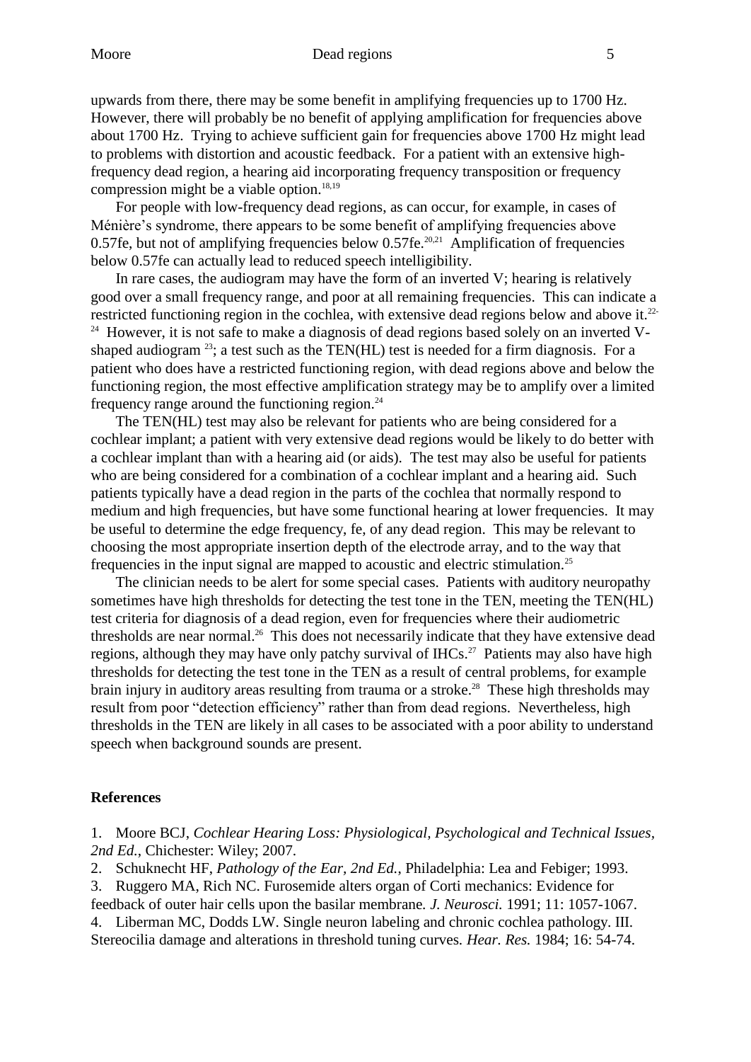upwards from there, there may be some benefit in amplifying frequencies up to 1700 Hz. However, there will probably be no benefit of applying amplification for frequencies above about 1700 Hz. Trying to achieve sufficient gain for frequencies above 1700 Hz might lead to problems with distortion and acoustic feedback. For a patient with an extensive high-frequency dead region, a hearing aid incorporating frequency transposition or frequency compression might be a viable option.[18,19]

For people with low-frequency dead regions, as can occur, for example, in cases of Ménière's syndrome, there appears to be some benefit of amplifying frequencies above 0.57fe, but not of amplifying frequencies below 0.57fe.[20,21] Amplification of frequencies below 0.57fe can actually lead to reduced speech intelligibility.

In rare cases, the audiogram may have the form of an inverted V; hearing is relatively good over a small frequency range, and poor at all remaining frequencies. This can indicate a restricted functioning region in the cochlea, with extensive dead regions below and above it.[22-24] However, it is not safe to make a diagnosis of dead regions based solely on an inverted V-shaped audiogram [23]; a test such as the TEN(HL) test is needed for a firm diagnosis. For a patient who does have a restricted functioning region, with dead regions above and below the functioning region, the most effective amplification strategy may be to amplify over a limited frequency range around the functioning region.[24]

The TEN(HL) test may also be relevant for patients who are being considered for a cochlear implant; a patient with very extensive dead regions would be likely to do better with a cochlear implant than with a hearing aid (or aids). The test may also be useful for patients who are being considered for a combination of a cochlear implant and a hearing aid. Such patients typically have a dead region in the parts of the cochlea that normally respond to medium and high frequencies, but have some functional hearing at lower frequencies. It may be useful to determine the edge frequency, fe, of any dead region. This may be relevant to choosing the most appropriate insertion depth of the electrode array, and to the way that frequencies in the input signal are mapped to acoustic and electric stimulation.[25]

The clinician needs to be alert for some special cases. Patients with auditory neuropathy sometimes have high thresholds for detecting the test tone in the TEN, meeting the TEN(HL) test criteria for diagnosis of a dead region, even for frequencies where their audiometric thresholds are near normal.[26] This does not necessarily indicate that they have extensive dead regions, although they may have only patchy survival of IHCs.[27] Patients may also have high thresholds for detecting the test tone in the TEN as a result of central problems, for example brain injury in auditory areas resulting from trauma or a stroke.[28] These high thresholds may result from poor "detection efficiency" rather than from dead regions. Nevertheless, high thresholds in the TEN are likely in all cases to be associated with a poor ability to understand speech when background sounds are present.

## References

1. Moore BCJ, *Cochlear Hearing Loss: Physiological, Psychological and Technical Issues, 2nd Ed.*, Chichester: Wiley; 2007.
2. Schuknecht HF, *Pathology of the Ear, 2nd Ed.*, Philadelphia: Lea and Febiger; 1993.
3. Ruggero MA, Rich NC. Furosemide alters organ of Corti mechanics: Evidence for feedback of outer hair cells upon the basilar membrane. *J. Neurosci.* 1991; 11: 1057-1067.
4. Liberman MC, Dodds LW. Single neuron labeling and chronic cochlea pathology. III. Stereocilia damage and alterations in threshold tuning curves. *Hear. Res.* 1984; 16: 54-74.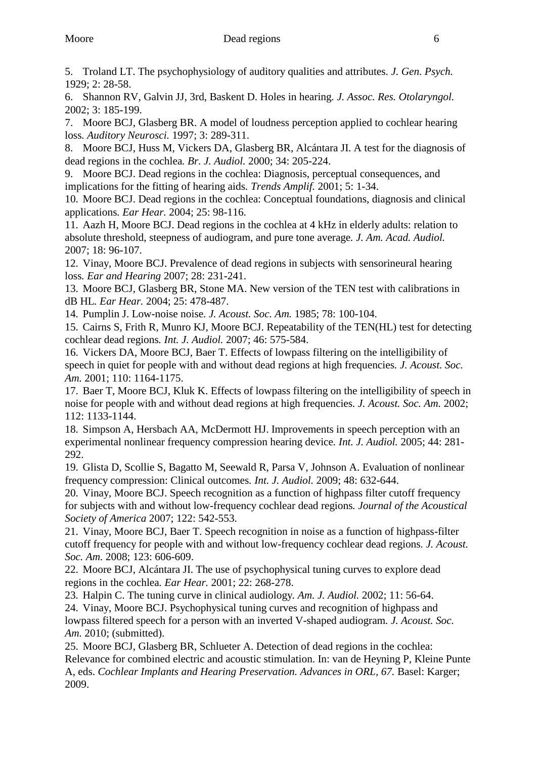5. Troland LT. The psychophysiology of auditory qualities and attributes. *J. Gen. Psych.* 1929; 2: 28-58.

6. Shannon RV, Galvin JJ, 3rd, Baskent D. Holes in hearing. *J. Assoc. Res. Otolaryngol.* 2002; 3: 185-199.

7. Moore BCJ, Glasberg BR. A model of loudness perception applied to cochlear hearing loss. *Auditory Neurosci.* 1997; 3: 289-311.

8. Moore BCJ, Huss M, Vickers DA, Glasberg BR, Alcántara JI. A test for the diagnosis of dead regions in the cochlea. *Br. J. Audiol.* 2000; 34: 205-224.

9. Moore BCJ. Dead regions in the cochlea: Diagnosis, perceptual consequences, and implications for the fitting of hearing aids. *Trends Amplif.* 2001; 5: 1-34.

10. Moore BCJ. Dead regions in the cochlea: Conceptual foundations, diagnosis and clinical applications. *Ear Hear.* 2004; 25: 98-116.

11. Aazh H, Moore BCJ. Dead regions in the cochlea at 4 kHz in elderly adults: relation to absolute threshold, steepness of audiogram, and pure tone average. *J. Am. Acad. Audiol.* 2007; 18: 96-107.

12. Vinay, Moore BCJ. Prevalence of dead regions in subjects with sensorineural hearing loss. *Ear and Hearing* 2007; 28: 231-241.

13. Moore BCJ, Glasberg BR, Stone MA. New version of the TEN test with calibrations in dB HL. *Ear Hear.* 2004; 25: 478-487.

14. Pumplin J. Low-noise noise. *J. Acoust. Soc. Am.* 1985; 78: 100-104.

15. Cairns S, Frith R, Munro KJ, Moore BCJ. Repeatability of the TEN(HL) test for detecting cochlear dead regions. *Int. J. Audiol.* 2007; 46: 575-584.

16. Vickers DA, Moore BCJ, Baer T. Effects of lowpass filtering on the intelligibility of speech in quiet for people with and without dead regions at high frequencies. *J. Acoust. Soc. Am.* 2001; 110: 1164-1175.

17. Baer T, Moore BCJ, Kluk K. Effects of lowpass filtering on the intelligibility of speech in noise for people with and without dead regions at high frequencies. *J. Acoust. Soc. Am.* 2002; 112: 1133-1144.

18. Simpson A, Hersbach AA, McDermott HJ. Improvements in speech perception with an experimental nonlinear frequency compression hearing device. *Int. J. Audiol.* 2005; 44: 281-292.

19. Glista D, Scollie S, Bagatto M, Seewald R, Parsa V, Johnson A. Evaluation of nonlinear frequency compression: Clinical outcomes. *Int. J. Audiol.* 2009; 48: 632-644.

20. Vinay, Moore BCJ. Speech recognition as a function of highpass filter cutoff frequency for subjects with and without low-frequency cochlear dead regions. *Journal of the Acoustical Society of America* 2007; 122: 542-553.

21. Vinay, Moore BCJ, Baer T. Speech recognition in noise as a function of highpass-filter cutoff frequency for people with and without low-frequency cochlear dead regions. *J. Acoust. Soc. Am.* 2008; 123: 606-609.

22. Moore BCJ, Alcántara JI. The use of psychophysical tuning curves to explore dead regions in the cochlea. *Ear Hear.* 2001; 22: 268-278.

23. Halpin C. The tuning curve in clinical audiology. *Am. J. Audiol.* 2002; 11: 56-64.

24. Vinay, Moore BCJ. Psychophysical tuning curves and recognition of highpass and lowpass filtered speech for a person with an inverted V-shaped audiogram. *J. Acoust. Soc. Am.* 2010; (submitted).

25. Moore BCJ, Glasberg BR, Schlueter A. Detection of dead regions in the cochlea: Relevance for combined electric and acoustic stimulation. In: van de Heyning P, Kleine Punte A, eds. *Cochlear Implants and Hearing Preservation. Advances in ORL, 67.* Basel: Karger; 2009.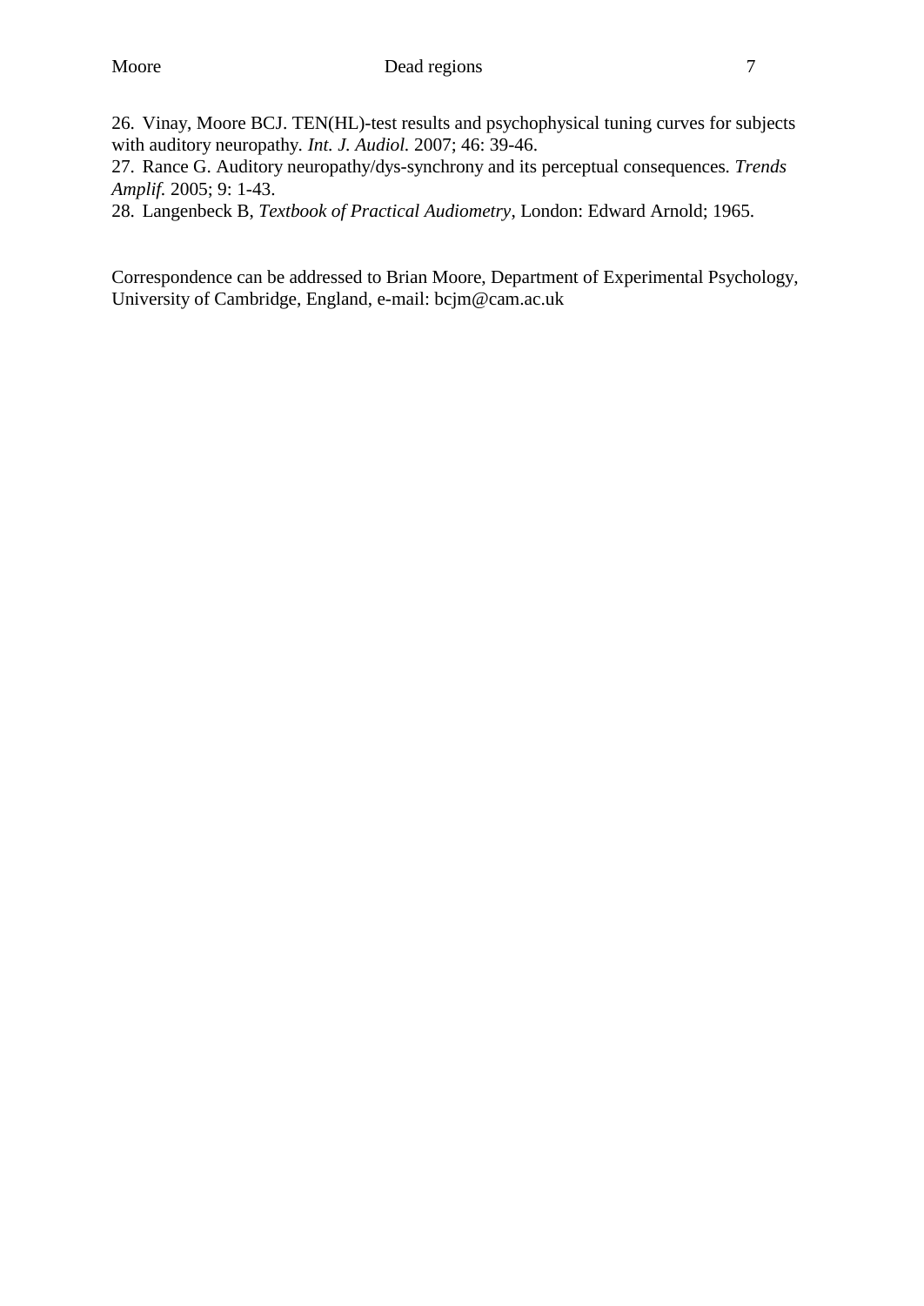26. Vinay, Moore BCJ. TEN(HL)-test results and psychophysical tuning curves for subjects with auditory neuropathy. *Int. J. Audiol.* 2007; 46: 39-46.
27. Rance G. Auditory neuropathy/dys-synchrony and its perceptual consequences. *Trends Amplif.* 2005; 9: 1-43.
28. Langenbeck B, *Textbook of Practical Audiometry*, London: Edward Arnold; 1965.

Correspondence can be addressed to Brian Moore, Department of Experimental Psychology, University of Cambridge, England, e-mail: bcjm@cam.ac.uk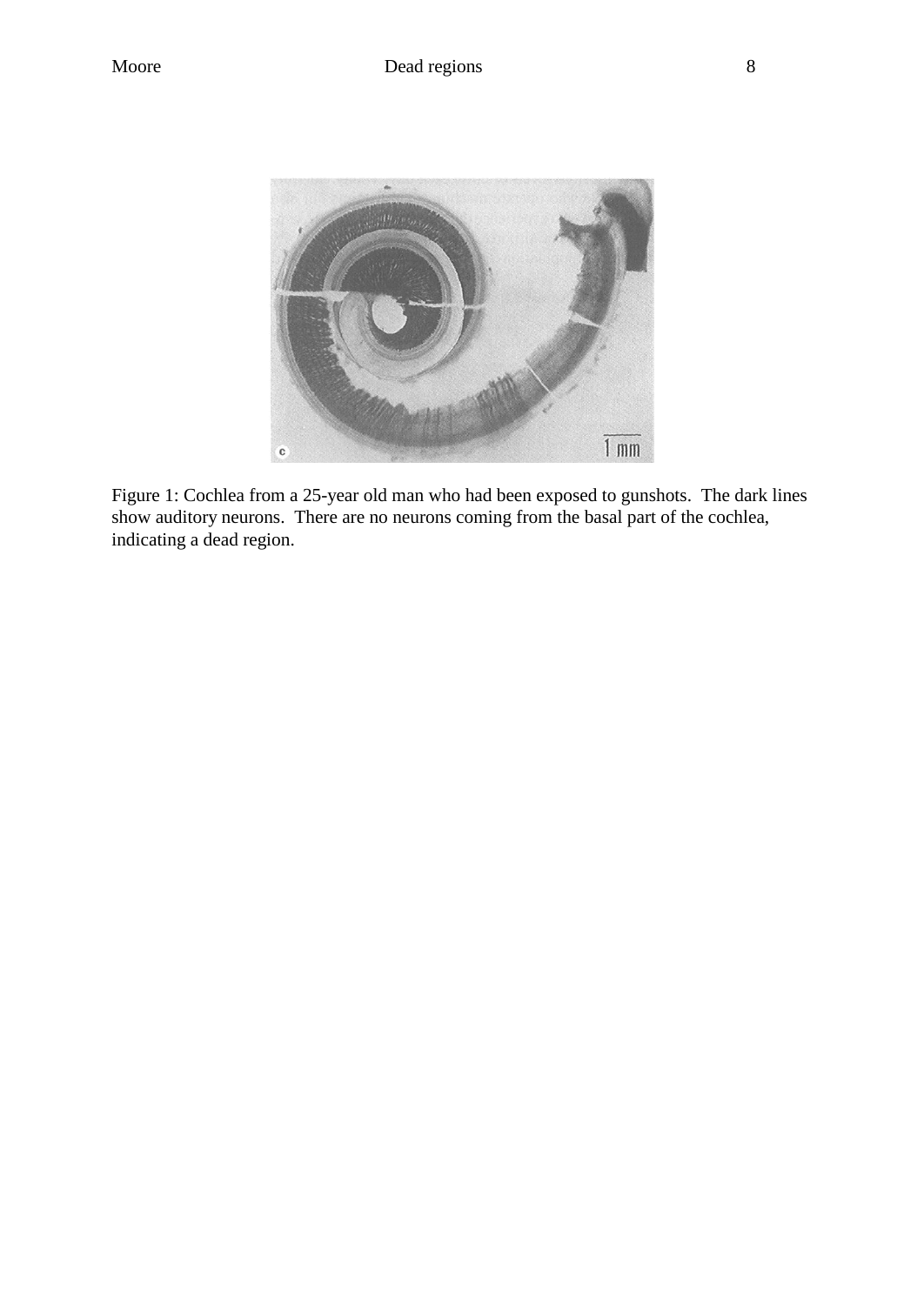Figure 1: Cochlea from a 25-year old man who had been exposed to gunshots. The dark lines show auditory neurons. There are no neurons coming from the basal part of the cochlea, indicating a dead region.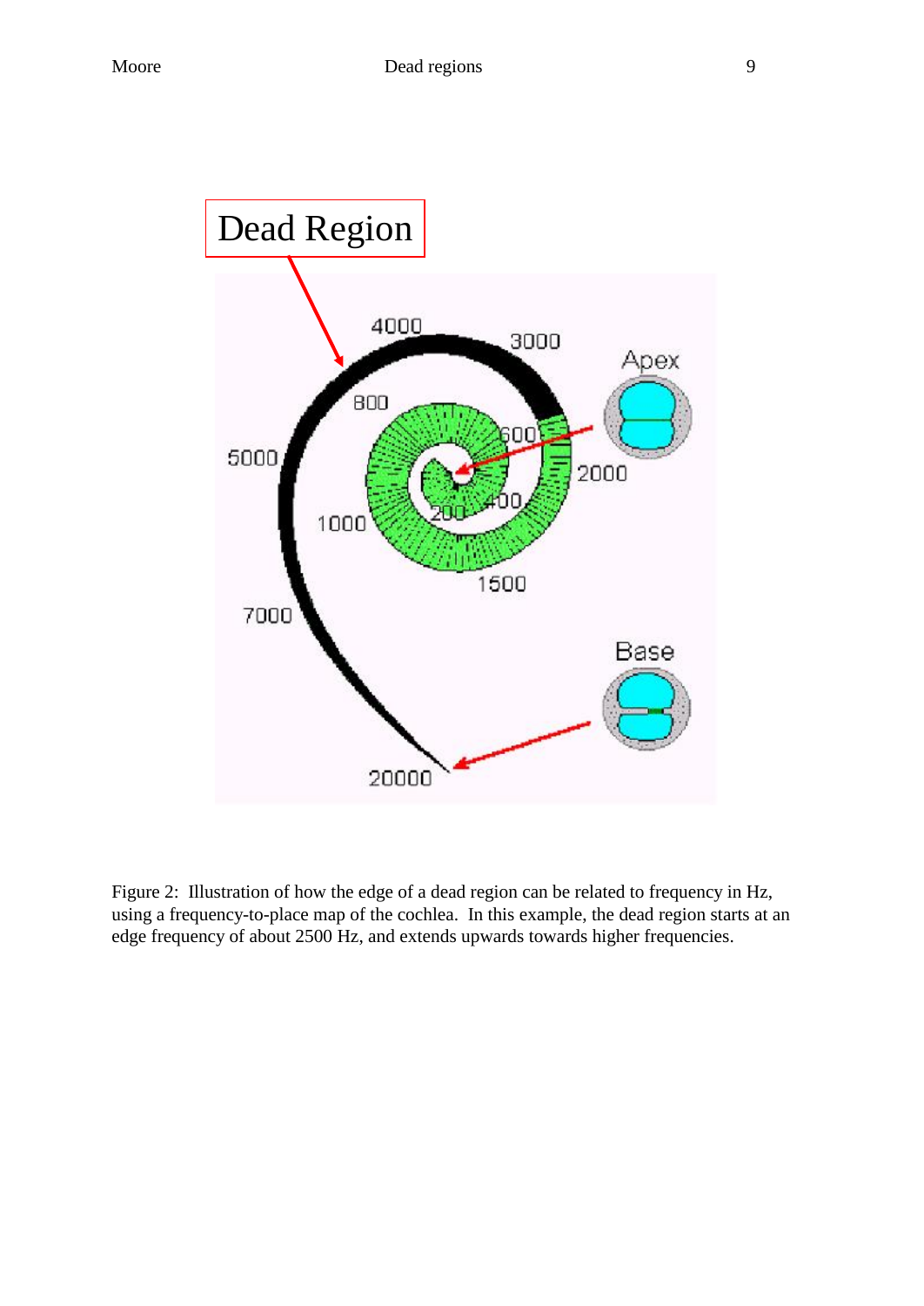Dead Region

4000 3000 Apex 800 600 5000 2000 200 400 1000 1500 7000 Base 20000

Figure 2: Illustration of how the edge of a dead region can be related to frequency in Hz, using a frequency-to-place map of the cochlea. In this example, the dead region starts at an edge frequency of about 2500 Hz, and extends upwards towards higher frequencies.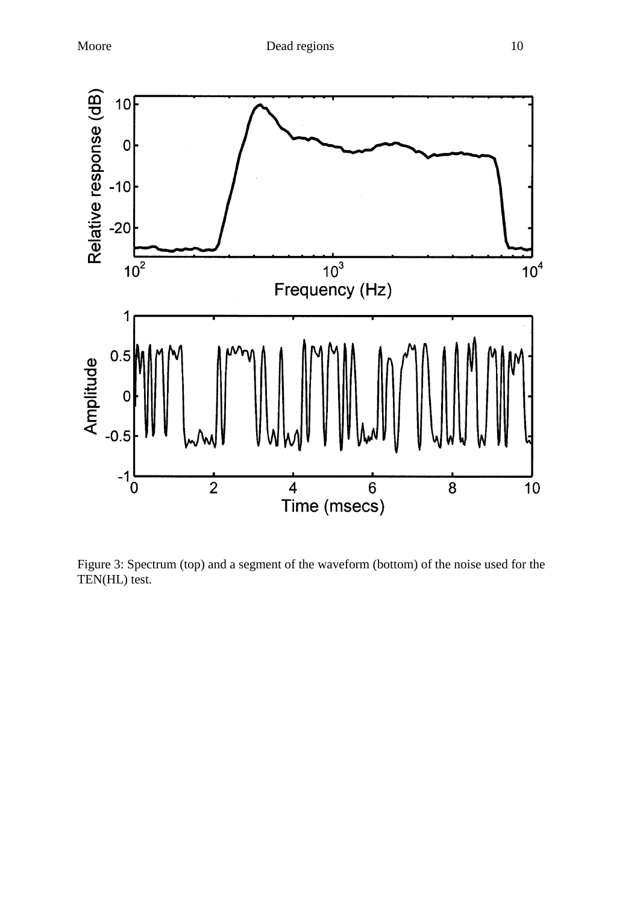Figure 3: Spectrum (top) and a segment of the waveform (bottom) of the noise used for the TEN(HL) test.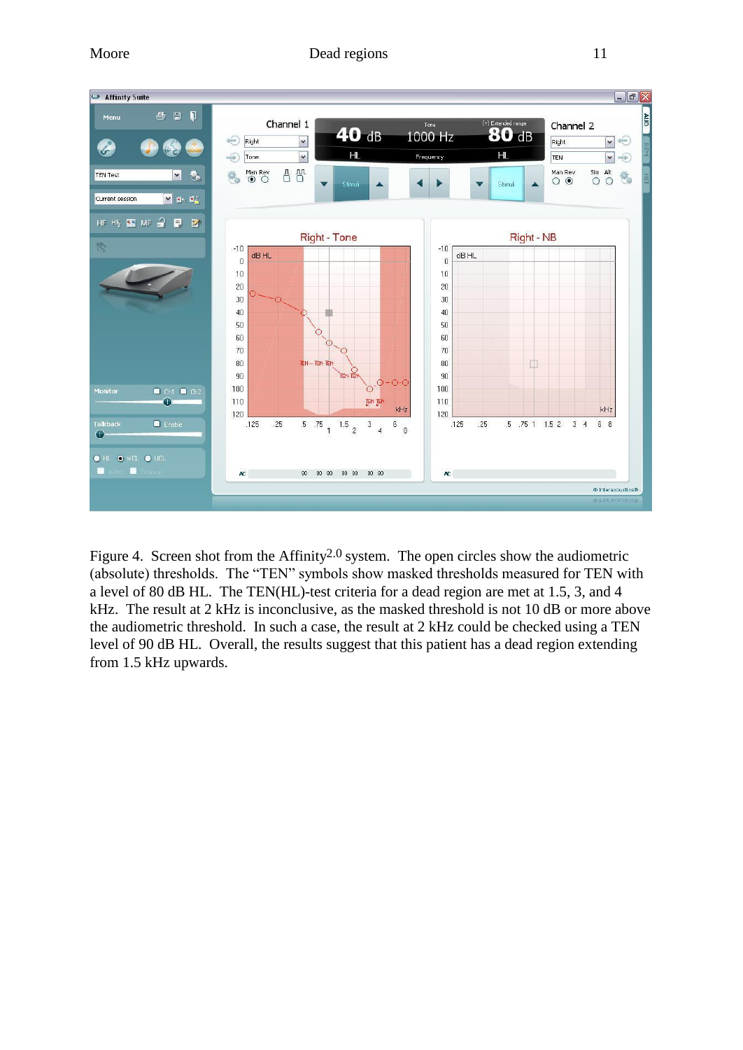Figure 4. Screen shot from the Affinity$^{2.0}$ system. The open circles show the audiometric (absolute) thresholds. The “TEN” symbols show masked thresholds measured for TEN with a level of 80 dB HL. The TEN(HL)-test criteria for a dead region are met at 1.5, 3, and 4 kHz. The result at 2 kHz is inconclusive, as the masked threshold is not 10 dB or more above the audiometric threshold. In such a case, the result at 2 kHz could be checked using a TEN level of 90 dB HL. Overall, the results suggest that this patient has a dead region extending from 1.5 kHz upwards.